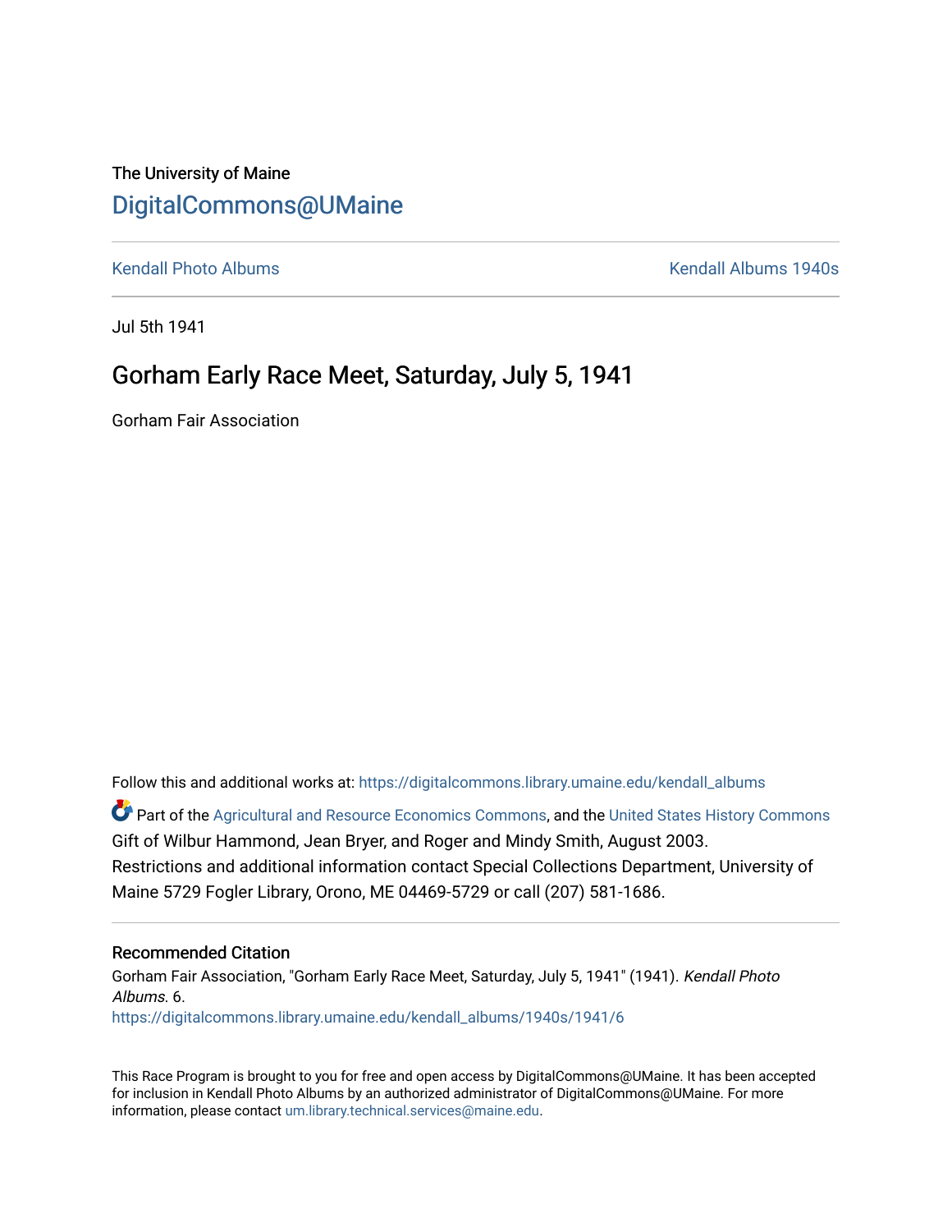The University of Maine

# DigitalCommons@UMaine

Kendall Photo Albums | Kendall Albums 1940s

Jul 5th 1941

## Gorham Early Race Meet, Saturday, July 5, 1941

Gorham Fair Association

Follow this and additional works at: https://digitalcommons.library.umaine.edu/kendall_albums

Part of the Agricultural and Resource Economics Commons, and the United States History Commons
Gift of Wilbur Hammond, Jean Bryer, and Roger and Mindy Smith, August 2003.
Restrictions and additional information contact Special Collections Department, University of Maine 5729 Fogler Library, Orono, ME 04469-5729 or call (207) 581-1686.

### Recommended Citation

Gorham Fair Association, "Gorham Early Race Meet, Saturday, July 5, 1941" (1941). *Kendall Photo Albums*. 6.
https://digitalcommons.library.umaine.edu/kendall_albums/1940s/1941/6

This Race Program is brought to you for free and open access by DigitalCommons@UMaine. It has been accepted for inclusion in Kendall Photo Albums by an authorized administrator of DigitalCommons@UMaine. For more information, please contact um.library.technical.services@maine.edu.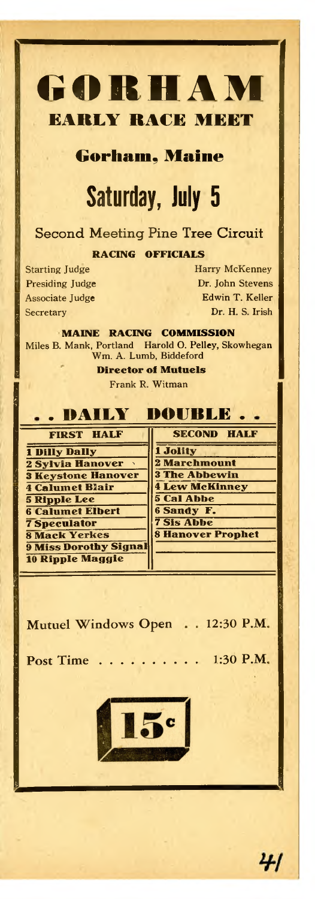# GORHAM

## EARLY RACE MEET

### Gorham, Maine

# Saturday, July 5

Second Meeting Pine Tree Circuit

**RACING OFFICIALS**

| | |
|---|---|
| Starting Judge | Harry McKenney |
| Presiding Judge | Dr. John Stevens |
| Associate Judge | Edwin T. Keller |
| Secretary | Dr. H. S. Irish |

**MAINE RACING COMMISSION**

Miles B. Mank, Portland Harold O. Pelley, Skowhegan
Wm. A. Lumb, Biddeford

**Director of Mutuels**

Frank R. Witman

## . . DAILY DOUBLE . .

| FIRST HALF | SECOND HALF |
|---|---|
| 1 Dilly Dally | 1 Jolity |
| 2 Sylvia Hanover | 2 Marchmount |
| 3 Keystone Hanover | 3 The Abbewin |
| 4 Calumet Blair | 4 Lew McKinney |
| 5 Ripple Lee | 5 Cal Abbe |
| 6 Calumet Elbert | 6 Sandy F. |
| 7 Speculator | 7 Sis Abbe |
| 8 Mack Yerkes | 8 Hanover Prophet |
| 9 Miss Dorothy Signal | |
| 10 Ripple Maggie | |

Mutuel Windows Open . . 12:30 P.M.

Post Time . . . . . . . . . . 1:30 P.M.

15c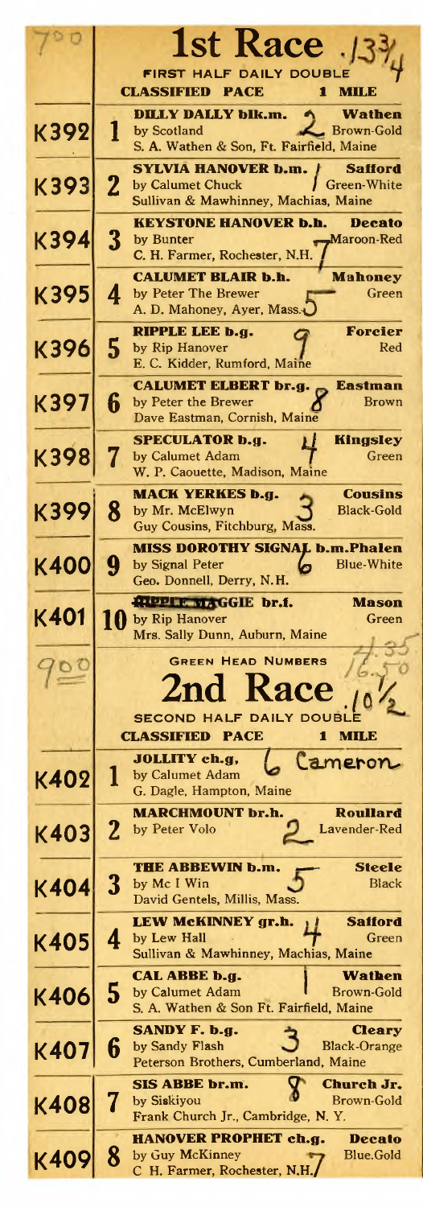## 1st Race

FIRST HALF DAILY DOUBLE

CLASSIFIED PACE — 1 MILE

| Program | No. | Horse | Driver / Colors |
|---|---|---|---|
| K392 | 1 | **DILLY DALLY blk.m.** by Scotland — S. A. Wathen & Son, Ft. Fairfield, Maine | **Wathen** Brown-Gold |
| K393 | 2 | **SYLVIA HANOVER b.m.** by Calumet Chuck — Sullivan & Mawhinney, Machias, Maine | **Safford** Green-White |
| K394 | 3 | **KEYSTONE HANOVER b.h.** by Bunter — C. H. Farmer, Rochester, N.H. | **Decato** Maroon-Red |
| K395 | 4 | **CALUMET BLAIR b.h.** by Peter The Brewer — A. D. Mahoney, Ayer, Mass. | **Mahoney** Green |
| K396 | 5 | **RIPPLE LEE b.g.** by Rip Hanover — E. C. Kidder, Rumford, Maine | **Forcier** Red |
| K397 | 6 | **CALUMET ELBERT br.g.** by Peter the Brewer — Dave Eastman, Cornish, Maine | **Eastman** Brown |
| K398 | 7 | **SPECULATOR b.g.** by Calumet Adam — W. P. Caouette, Madison, Maine | **Kingsley** Green |
| K399 | 8 | **MACK YERKES b.g.** by Mr. McElwyn — Guy Cousins, Fitchburg, Mass. | **Cousins** Black-Gold |
| K400 | 9 | **MISS DOROTHY SIGNAL b.m.** by Signal Peter — Geo. Donnell, Derry, N.H. | **Phalen** Blue-White |
| K401 | 10 | **RIPPLE MAGGIE br.f.** by Rip Hanover — Mrs. Sally Dunn, Auburn, Maine | **Mason** Green |

GREEN HEAD NUMBERS

## 2nd Race

SECOND HALF DAILY DOUBLE

CLASSIFIED PACE — 1 MILE

| Program | No. | Horse | Driver / Colors |
|---|---|---|---|
| K402 | 1 | **JOLLITY ch.g.** by Calumet Adam — G. Dagle, Hampton, Maine | Cameron |
| K403 | 2 | **MARCHMOUNT br.h.** by Peter Volo | **Roullard** Lavender-Red |
| K404 | 3 | **THE ABBEWIN b.m.** by Mc I Win — David Gentels, Millis, Mass. | **Steele** Black |
| K405 | 4 | **LEW McKINNEY gr.h.** by Lew Hall — Sullivan & Mawhinney, Machias, Maine | **Safford** Green |
| K406 | 5 | **CAL ABBE b.g.** by Calumet Adam — S. A. Wathen & Son Ft. Fairfield, Maine | **Wathen** Brown-Gold |
| K407 | 6 | **SANDY F. b.g.** by Sandy Flash — Peterson Brothers, Cumberland, Maine | **Cleary** Black-Orange |
| K408 | 7 | **SIS ABBE br.m.** by Siskiyou — Frank Church Jr., Cambridge, N. Y. | **Church Jr.** Brown-Gold |
| K409 | 8 | **HANOVER PROPHET ch.g.** by Guy McKinney — C H. Farmer, Rochester, N.H. | **Decato** Blue.Gold |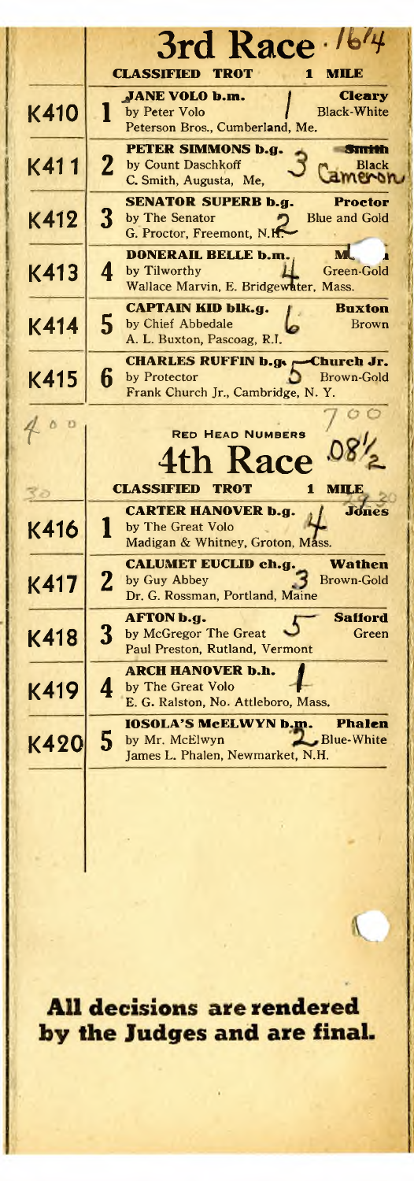## 3rd Race · 1674

**CLASSIFIED TROT** **1 MILE**

| | | | |
|---|---|---|---|
| K410 | 1 | **JANE VOLO b.m.** by Peter Volo, Peterson Bros., Cumberland, Me. 1 | **Cleary** Black-White |
| K411 | 2 | **PETER SIMMONS b.g.** by Count Daschkoff, C. Smith, Augusta, Me. 3 | **Smith** Black Cameron |
| K412 | 3 | **SENATOR SUPERB b.g.** by The Senator, G. Proctor, Freemont, N.H. 2 | **Proctor** Blue and Gold |
| K413 | 4 | **DONERAIL BELLE b.m.** by Tilworthy, Wallace Marvin, E. Bridgewater, Mass. 4 | **M** Green-Gold |
| K414 | 5 | **CAPTAIN KID blk.g.** by Chief Abbedale, A. L. Buxton, Pascoag, R.I. 6 | **Buxton** Brown |
| K415 | 6 | **CHARLES RUFFIN b.g.** by Protector, Frank Church Jr., Cambridge, N. Y. 5 | **Church Jr.** Brown-Gold |

4 00 — 7 00

RED HEAD NUMBERS

## 4th Race .08½

**CLASSIFIED TROT** **1 MILE**

| | | | |
|---|---|---|---|
| K416 | 1 | **CARTER HANOVER b.g.** by The Great Volo, Madigan & Whitney, Groton, Mass. 4 | **Jones** |
| K417 | 2 | **CALUMET EUCLID ch.g.** by Guy Abbey, Dr. G. Rossman, Portland, Maine 3 | **Wathen** Brown-Gold |
| K418 | 3 | **AFTON b.g.** by McGregor The Great, Paul Preston, Rutland, Vermont 5 | **Safford** Green |
| K419 | 4 | **ARCH HANOVER b.h.** by The Great Volo, E. G. Ralston, No. Attleboro, Mass. 1 | |
| K420 | 5 | **IOSOLA'S McELWYN b.m.** by Mr. McElwyn, James L. Phalen, Newmarket, N.H. 2 | **Phalen** Blue-White |

**All decisions are rendered by the Judges and are final.**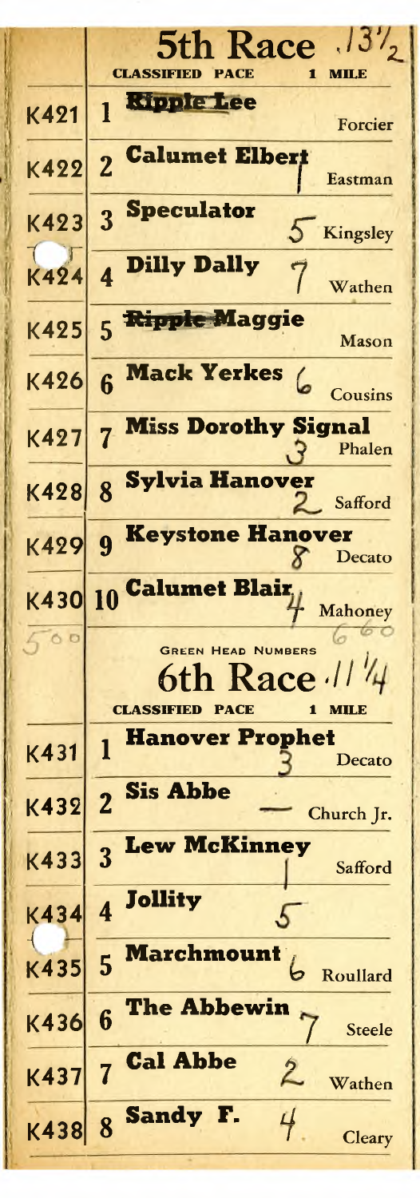## 5th Race .13½

**CLASSIFIED PACE** — **1 MILE**

| Program | No. | Horse | Handwritten | Driver |
|---|---|---|---|---|
| K421 | 1 | ~~Ripple Lee~~ | | Forcier |
| K422 | 2 | Calumet Elbert | 1 | Eastman |
| K423 | 3 | Speculator | 5 | Kingsley |
| K424 | 4 | Dilly Dally | 7 | Wathen |
| K425 | 5 | ~~Ripple~~ Maggie | | Mason |
| K426 | 6 | Mack Yerkes | 6 | Cousins |
| K427 | 7 | Miss Dorothy Signal | 3 | Phalen |
| K428 | 8 | Sylvia Hanover | 2 | Safford |
| K429 | 9 | Keystone Hanover | 8 | Decato |
| K430 | 10 | Calumet Blair | 4 | Mahoney |

500 — 600

GREEN HEAD NUMBERS

## 6th Race .11¼

**CLASSIFIED PACE** — **1 MILE**

| Program | No. | Horse | Handwritten | Driver |
|---|---|---|---|---|
| K431 | 1 | Hanover Prophet | 3 | Decato |
| K432 | 2 | Sis Abbe | — | Church Jr. |
| K433 | 3 | Lew McKinney | 1 | Safford |
| K434 | 4 | Jollity | 5 | |
| K435 | 5 | Marchmount | 6 | Roullard |
| K436 | 6 | The Abbewin | 7 | Steele |
| K437 | 7 | Cal Abbe | 2 | Wathen |
| K438 | 8 | Sandy F. | 4 | Cleary |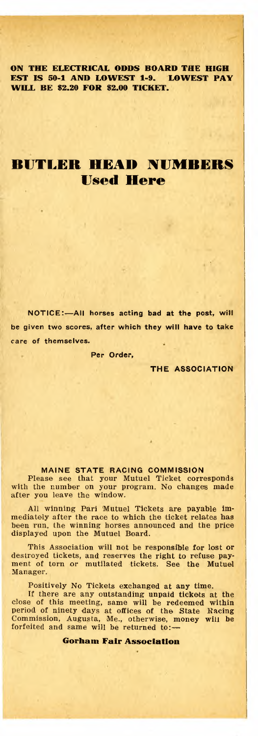**ON THE ELECTRICAL ODDS BOARD THE HIGHEST IS 50-1 AND LOWEST 1-9. LOWEST PAY WILL BE $2.20 FOR $2.00 TICKET.**

# BUTLER HEAD NUMBERS Used Here

NOTICE:—All horses acting bad at the post, will be given two scores, after which they will have to take care of themselves.

Per Order,

THE ASSOCIATION

## MAINE STATE RACING COMMISSION

Please see that your Mutuel Ticket corresponds with the number on your program. No changes made after you leave the window.

All winning Pari Mutuel Tickets are payable immediately after the race to which the ticket relates has been run, the winning horses announced and the price displayed upon the Mutuel Board.

This Association will not be responsible for lost or destroyed tickets, and reserves the right to refuse payment of torn or mutilated tickets. See the Mutuel Manager.

Positively No Tickets exchanged at any time.

If there are any outstanding unpaid tickets at the close of this meeting, same will be redeemed within period of ninety days at offices of the State Racing Commission, Augusta, Me., otherwise, money will be forfeited and same will be returned to:—

**Gorham Fair Association**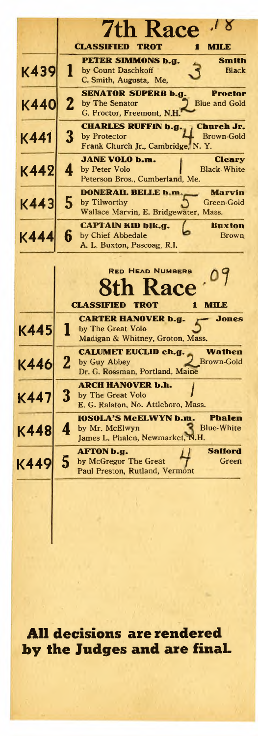## 7th Race .18

**CLASSIFIED TROT** **1 MILE**

| | | | |
|---|---|---|---|
| K439 | 1 | **PETER SIMMONS b.g.** by Count Daschkoff C. Smith, Augusta, Me, 3 | **Smith** Black |
| K440 | 2 | **SENATOR SUPERB b.g.** by The Senator G. Proctor, Freemont, N.H. 2 | **Proctor** Blue and Gold |
| K441 | 3 | **CHARLES RUFFIN b.g.** by Protector Frank Church Jr., Cambridge, N. Y. 4 | **Church Jr.** Brown-Gold |
| K442 | 4 | **JANE VOLO b.m.** by Peter Volo Peterson Bros., Cumberland, Me. 1 | **Cleary** Black-White |
| K443 | 5 | **DONERAIL BELLE b.m.** by Tilworthy Wallace Marvin, E. Bridgewater, Mass. 5 | **Marvin** Green-Gold |
| K444 | 6 | **CAPTAIN KID blk.g.** by Chief Abbedale A. L. Buxton, Pascoag, R.I. 6 | **Buxton** Brown |

RED HEAD NUMBERS

## 8th Race .09

**CLASSIFIED TROT** **1 MILE**

| | | | |
|---|---|---|---|
| K445 | 1 | **CARTER HANOVER b.g.** by The Great Volo Madigan & Whitney, Groton, Mass. 5 | **Jones** |
| K446 | 2 | **CALUMET EUCLID ch.g.** by Guy Abbey Dr. G. Rossman, Portland, Maine 2 | **Wathen** Brown-Gold |
| K447 | 3 | **ARCH HANOVER b.h.** by The Great Volo E. G. Ralston, No. Attleboro, Mass. 1 | |
| K448 | 4 | **IOSOLA'S McELWYN b.m.** by Mr. McElwyn James L. Phalen, Newmarket, N.H. 3 | **Phalen** Blue-White |
| K449 | 5 | **AFTON b.g.** by McGregor The Great Paul Preston, Rutland, Vermont 4 | **Safford** Green |

**All decisions are rendered by the Judges and are final.**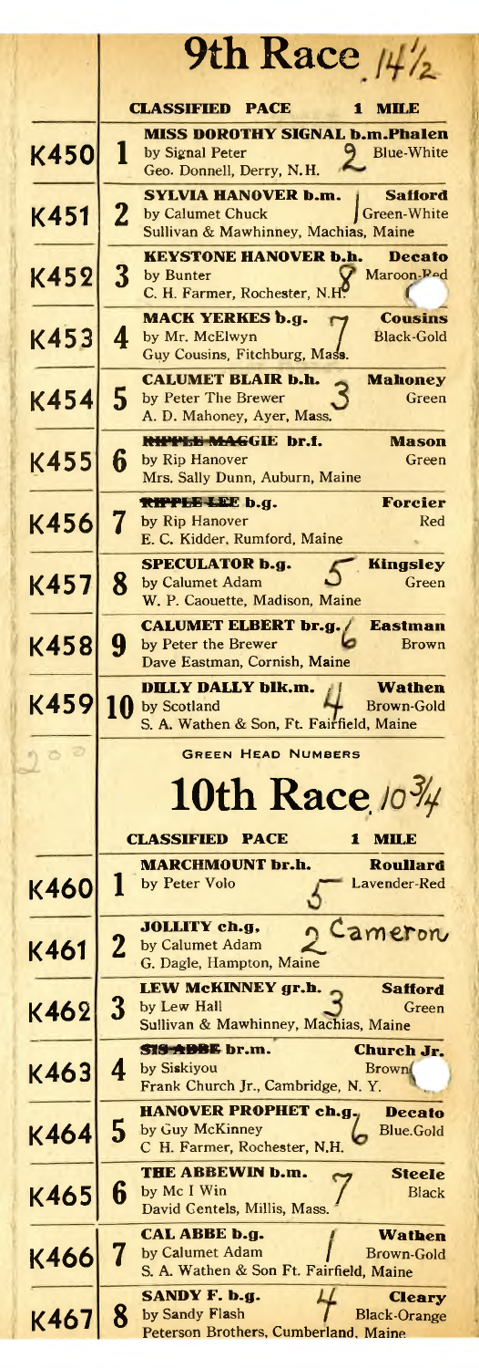# 9th Race 14½

**CLASSIFIED PACE** — **1 MILE**

| Program | No. | Horse | Driver / Colors | Handwritten |
|---|---|---|---|---|
| K450 | 1 | **MISS DOROTHY SIGNAL b.m.** by Signal Peter — Geo. Donnell, Derry, N.H. | **Phalen** — Blue-White | 9 |
| K451 | 2 | **SYLVIA HANOVER b.m.** by Calumet Chuck — Sullivan & Mawhinney, Machias, Maine | **Safford** — Green-White | |
| K452 | 3 | **KEYSTONE HANOVER b.h.** by Bunter — C. H. Farmer, Rochester, N.H. | **Decato** — Maroon-Red | 8 |
| K453 | 4 | **MACK YERKES b.g.** by Mr. McElwyn — Guy Cousins, Fitchburg, Mass. | **Cousins** — Black-Gold | 7 |
| K454 | 5 | **CALUMET BLAIR b.h.** by Peter The Brewer — A. D. Mahoney, Ayer, Mass. | **Mahoney** — Green | 3 |
| K455 | 6 | **~~RIPPLE MAGGIE~~ br.f.** by Rip Hanover — Mrs. Sally Dunn, Auburn, Maine | **Mason** — Green | |
| K456 | 7 | **~~RIPPLE LEE~~ b.g.** by Rip Hanover — E. C. Kidder, Rumford, Maine | **Forcier** — Red | |
| K457 | 8 | **SPECULATOR b.g.** by Calumet Adam — W. P. Caouette, Madison, Maine | **Kingsley** — Green | 5 |
| K458 | 9 | **CALUMET ELBERT br.g.** by Peter the Brewer — Dave Eastman, Cornish, Maine | **Eastman** — Brown | 6 |
| K459 | 10 | **DILLY DALLY blk.m.** by Scotland — S. A. Wathen & Son, Ft. Fairfield, Maine | **Wathen** — Brown-Gold | 4 |

GREEN HEAD NUMBERS

# 10th Race 10¾

**CLASSIFIED PACE** — **1 MILE**

| Program | No. | Horse | Driver / Colors | Handwritten |
|---|---|---|---|---|
| K460 | 1 | **MARCHMOUNT br.h.** by Peter Volo | **Roullard** — Lavender-Red | 5 |
| K461 | 2 | **JOLLITY ch.g.** by Calumet Adam — G. Dagle, Hampton, Maine | Cameron | 2 |
| K462 | 3 | **LEW McKINNEY gr.h.** by Lew Hall — Sullivan & Mawhinney, Machias, Maine | **Safford** — Green | 3 |
| K463 | 4 | **~~SIS ABBE~~ br.m.** by Siskiyou — Frank Church Jr., Cambridge, N. Y. | **Church Jr.** — Brown | |
| K464 | 5 | **HANOVER PROPHET ch.g.** by Guy McKinney — C H. Farmer, Rochester, N.H. | **Decato** — Blue.Gold | 6 |
| K465 | 6 | **THE ABBEWIN b.m.** by Mc I Win — David Gentels, Millis, Mass. | **Steele** — Black | 7 |
| K466 | 7 | **CAL ABBE b.g.** by Calumet Adam — S. A. Wathen & Son Ft. Fairfield, Maine | **Wathen** — Brown-Gold | 1 |
| K467 | 8 | **SANDY F. b.g.** by Sandy Flash — Peterson Brothers, Cumberland, Maine | **Cleary** — Black-Orange | 4 |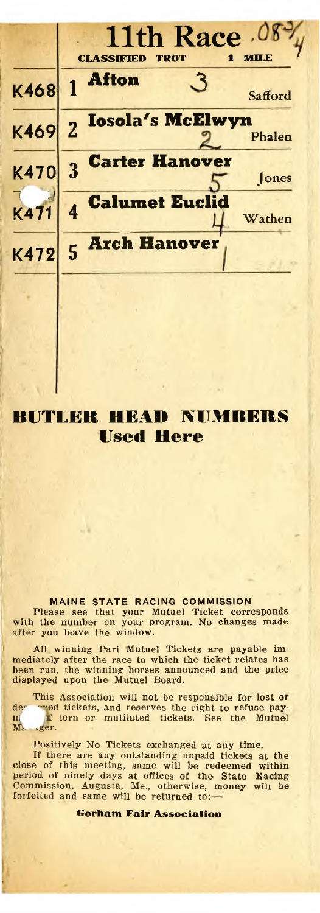# 11th Race

**CLASSIFIED TROT** — **1 MILE**

| | | | |
|---|---|---|---|
| K468 | 1 | **Afton** | Safford |
| K469 | 2 | **Iosola's McElwyn** | Phalen |
| K470 | 3 | **Carter Hanover** | Jones |
| K471 | 4 | **Calumet Euclid** | Wathen |
| K472 | 5 | **Arch Hanover** | |

## BUTLER HEAD NUMBERS Used Here

**MAINE STATE RACING COMMISSION**

Please see that your Mutuel Ticket corresponds with the number on your program. No changes made after you leave the window.

All winning Pari Mutuel Tickets are payable immediately after the race to which the ticket relates has been run, the winning horses announced and the price displayed upon the Mutuel Board.

This Association will not be responsible for lost or de -yed tickets, and reserves the right to refuse paym f torn or mutilated tickets. See the Mutuel Ma .ger.

Positively No Tickets exchanged at any time.

If there are any outstanding unpaid tickets at the close of this meeting, same will be redeemed within period of ninety days at offices of the State Racing Commission, Augusta, Me., otherwise, money will be forfeited and same will be returned to:—

**Gorham Fair Association**